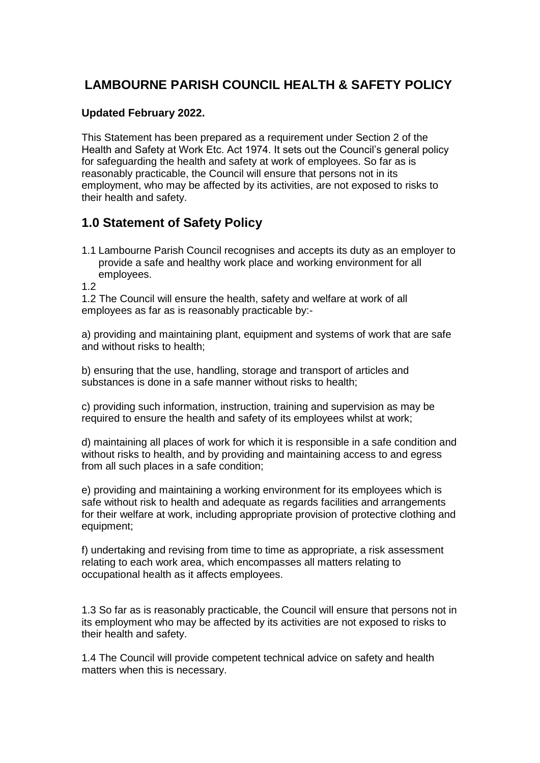# LAMBOURNE PARISH COUNCIL HEALTH & SAFETY POLICY

**Updated February 2022.**

This Statement has been prepared as a requirement under Section 2 of the Health and Safety at Work Etc. Act 1974. It sets out the Council's general policy for safeguarding the health and safety at work of employees. So far as is reasonably practicable, the Council will ensure that persons not in its employment, who may be affected by its activities, are not exposed to risks to their health and safety.

## 1.0 Statement of Safety Policy

1.1 Lambourne Parish Council recognises and accepts its duty as an employer to provide a safe and healthy work place and working environment for all employees.

1.2

1.2 The Council will ensure the health, safety and welfare at work of all employees as far as is reasonably practicable by:-

a) providing and maintaining plant, equipment and systems of work that are safe and without risks to health;

b) ensuring that the use, handling, storage and transport of articles and substances is done in a safe manner without risks to health;

c) providing such information, instruction, training and supervision as may be required to ensure the health and safety of its employees whilst at work;

d) maintaining all places of work for which it is responsible in a safe condition and without risks to health, and by providing and maintaining access to and egress from all such places in a safe condition;

e) providing and maintaining a working environment for its employees which is safe without risk to health and adequate as regards facilities and arrangements for their welfare at work, including appropriate provision of protective clothing and equipment;

f) undertaking and revising from time to time as appropriate, a risk assessment relating to each work area, which encompasses all matters relating to occupational health as it affects employees.

1.3 So far as is reasonably practicable, the Council will ensure that persons not in its employment who may be affected by its activities are not exposed to risks to their health and safety.

1.4 The Council will provide competent technical advice on safety and health matters when this is necessary.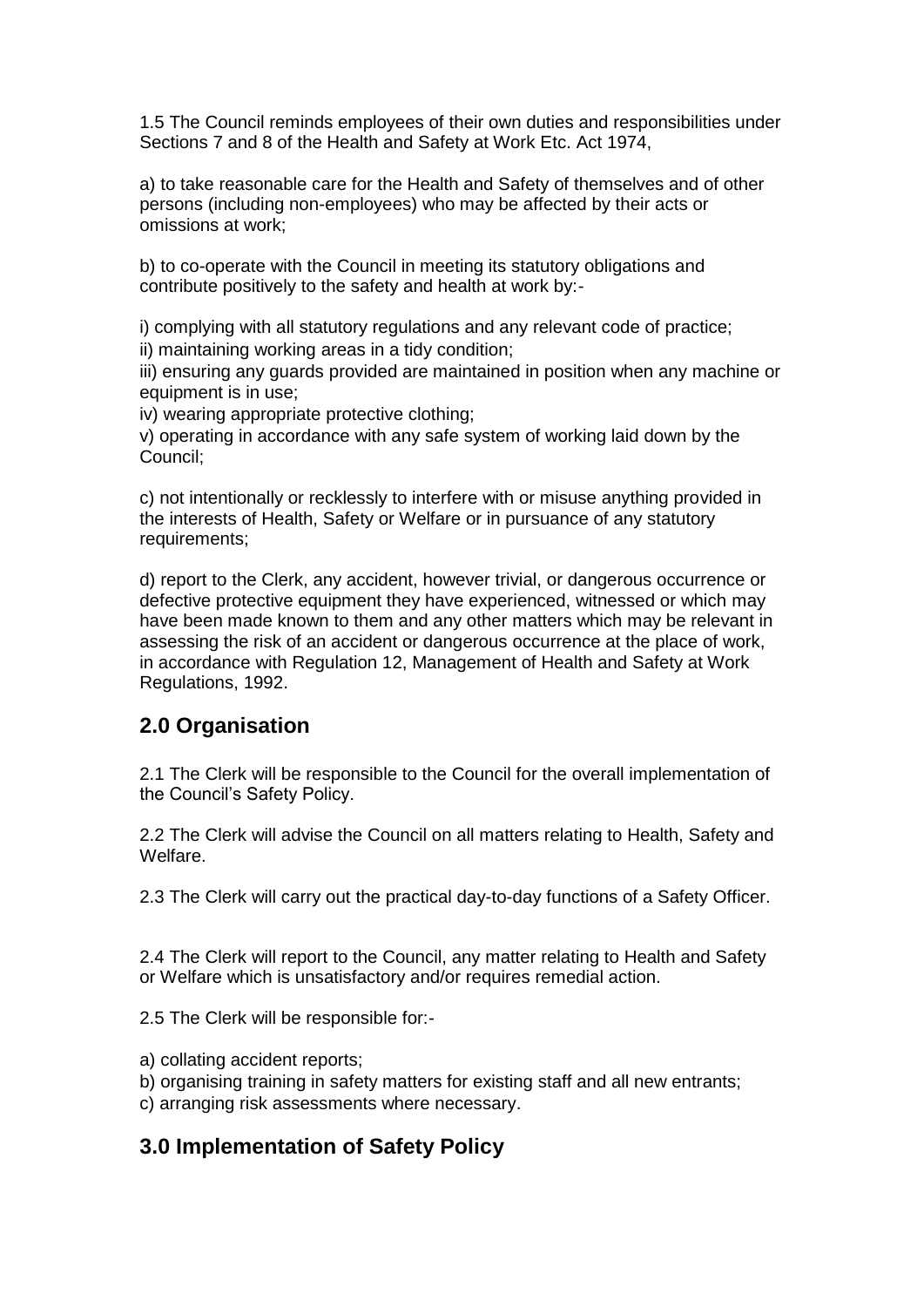1.5 The Council reminds employees of their own duties and responsibilities under Sections 7 and 8 of the Health and Safety at Work Etc. Act 1974,

a) to take reasonable care for the Health and Safety of themselves and of other persons (including non-employees) who may be affected by their acts or omissions at work;

b) to co-operate with the Council in meeting its statutory obligations and contribute positively to the safety and health at work by:-

i) complying with all statutory regulations and any relevant code of practice;
ii) maintaining working areas in a tidy condition;
iii) ensuring any guards provided are maintained in position when any machine or equipment is in use;
iv) wearing appropriate protective clothing;
v) operating in accordance with any safe system of working laid down by the Council;

c) not intentionally or recklessly to interfere with or misuse anything provided in the interests of Health, Safety or Welfare or in pursuance of any statutory requirements;

d) report to the Clerk, any accident, however trivial, or dangerous occurrence or defective protective equipment they have experienced, witnessed or which may have been made known to them and any other matters which may be relevant in assessing the risk of an accident or dangerous occurrence at the place of work, in accordance with Regulation 12, Management of Health and Safety at Work Regulations, 1992.

## 2.0 Organisation

2.1 The Clerk will be responsible to the Council for the overall implementation of the Council's Safety Policy.

2.2 The Clerk will advise the Council on all matters relating to Health, Safety and Welfare.

2.3 The Clerk will carry out the practical day-to-day functions of a Safety Officer.

2.4 The Clerk will report to the Council, any matter relating to Health and Safety or Welfare which is unsatisfactory and/or requires remedial action.

2.5 The Clerk will be responsible for:-

a) collating accident reports;
b) organising training in safety matters for existing staff and all new entrants;
c) arranging risk assessments where necessary.

## 3.0 Implementation of Safety Policy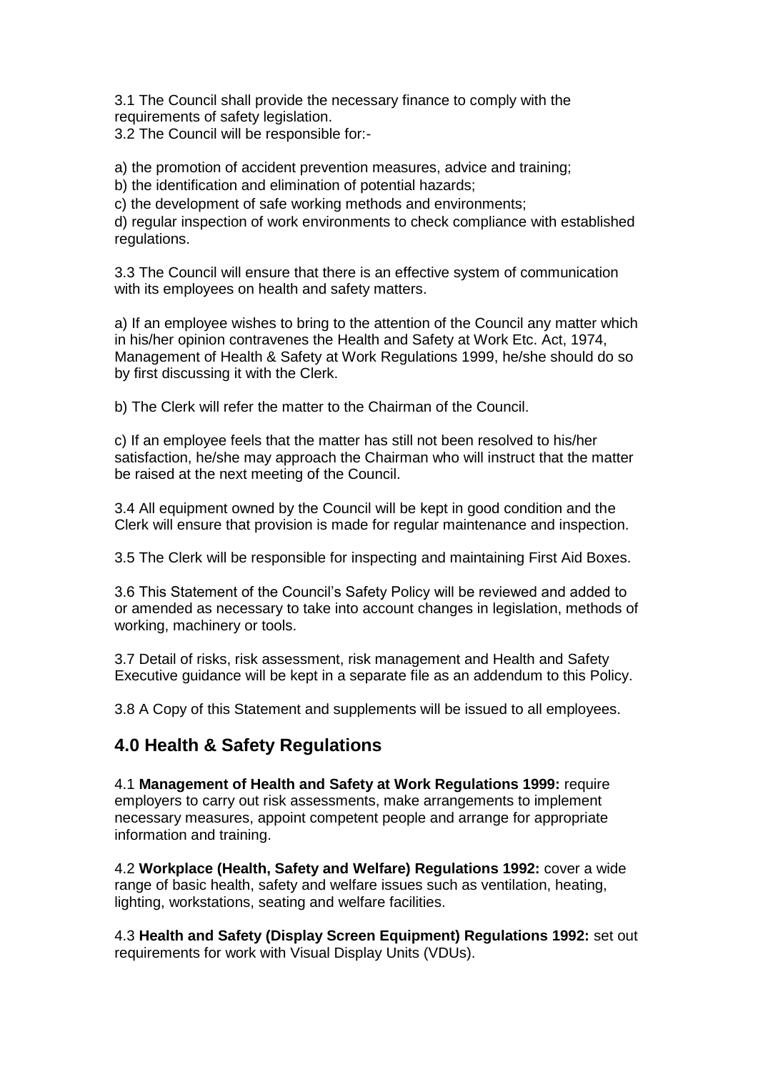3.1 The Council shall provide the necessary finance to comply with the requirements of safety legislation.

3.2 The Council will be responsible for:-

a) the promotion of accident prevention measures, advice and training;

b) the identification and elimination of potential hazards;

c) the development of safe working methods and environments;

d) regular inspection of work environments to check compliance with established regulations.

3.3 The Council will ensure that there is an effective system of communication with its employees on health and safety matters.

a) If an employee wishes to bring to the attention of the Council any matter which in his/her opinion contravenes the Health and Safety at Work Etc. Act, 1974, Management of Health & Safety at Work Regulations 1999, he/she should do so by first discussing it with the Clerk.

b) The Clerk will refer the matter to the Chairman of the Council.

c) If an employee feels that the matter has still not been resolved to his/her satisfaction, he/she may approach the Chairman who will instruct that the matter be raised at the next meeting of the Council.

3.4 All equipment owned by the Council will be kept in good condition and the Clerk will ensure that provision is made for regular maintenance and inspection.

3.5 The Clerk will be responsible for inspecting and maintaining First Aid Boxes.

3.6 This Statement of the Council's Safety Policy will be reviewed and added to or amended as necessary to take into account changes in legislation, methods of working, machinery or tools.

3.7 Detail of risks, risk assessment, risk management and Health and Safety Executive guidance will be kept in a separate file as an addendum to this Policy.

3.8 A Copy of this Statement and supplements will be issued to all employees.

## 4.0 Health & Safety Regulations

4.1 **Management of Health and Safety at Work Regulations 1999:** require employers to carry out risk assessments, make arrangements to implement necessary measures, appoint competent people and arrange for appropriate information and training.

4.2 **Workplace (Health, Safety and Welfare) Regulations 1992:** cover a wide range of basic health, safety and welfare issues such as ventilation, heating, lighting, workstations, seating and welfare facilities.

4.3 **Health and Safety (Display Screen Equipment) Regulations 1992:** set out requirements for work with Visual Display Units (VDUs).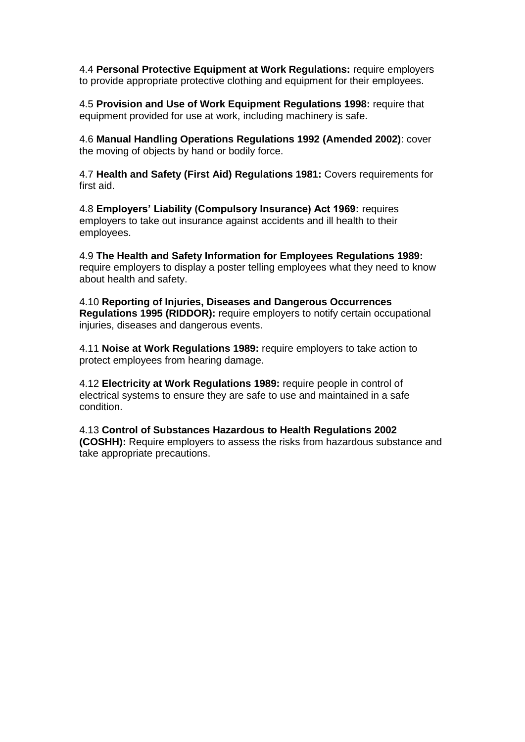4.4 **Personal Protective Equipment at Work Regulations:** require employers to provide appropriate protective clothing and equipment for their employees.

4.5 **Provision and Use of Work Equipment Regulations 1998:** require that equipment provided for use at work, including machinery is safe.

4.6 **Manual Handling Operations Regulations 1992 (Amended 2002)**: cover the moving of objects by hand or bodily force.

4.7 **Health and Safety (First Aid) Regulations 1981:** Covers requirements for first aid.

4.8 **Employers' Liability (Compulsory Insurance) Act 1969:** requires employers to take out insurance against accidents and ill health to their employees.

4.9 **The Health and Safety Information for Employees Regulations 1989:** require employers to display a poster telling employees what they need to know about health and safety.

4.10 **Reporting of Injuries, Diseases and Dangerous Occurrences Regulations 1995 (RIDDOR):** require employers to notify certain occupational injuries, diseases and dangerous events.

4.11 **Noise at Work Regulations 1989:** require employers to take action to protect employees from hearing damage.

4.12 **Electricity at Work Regulations 1989:** require people in control of electrical systems to ensure they are safe to use and maintained in a safe condition.

4.13 **Control of Substances Hazardous to Health Regulations 2002 (COSHH):** Require employers to assess the risks from hazardous substance and take appropriate precautions.